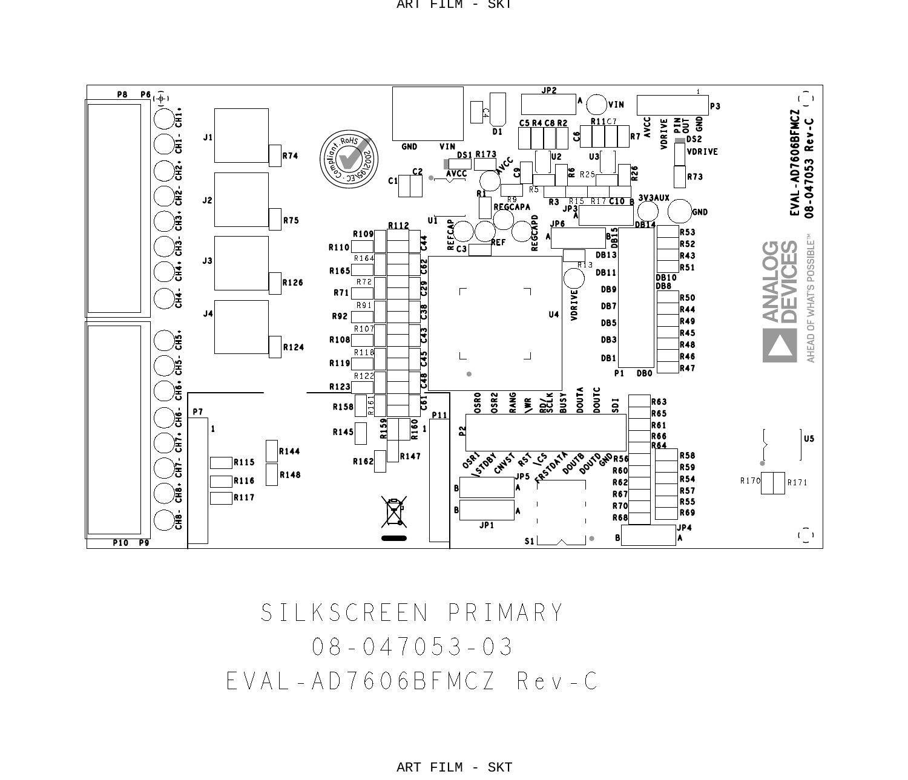ART FILM - SKT

SILKSCREEN PRIMARY

08-047053-03

EVAL-AD7606BFMCZ Rev-C

ART FILM - SKT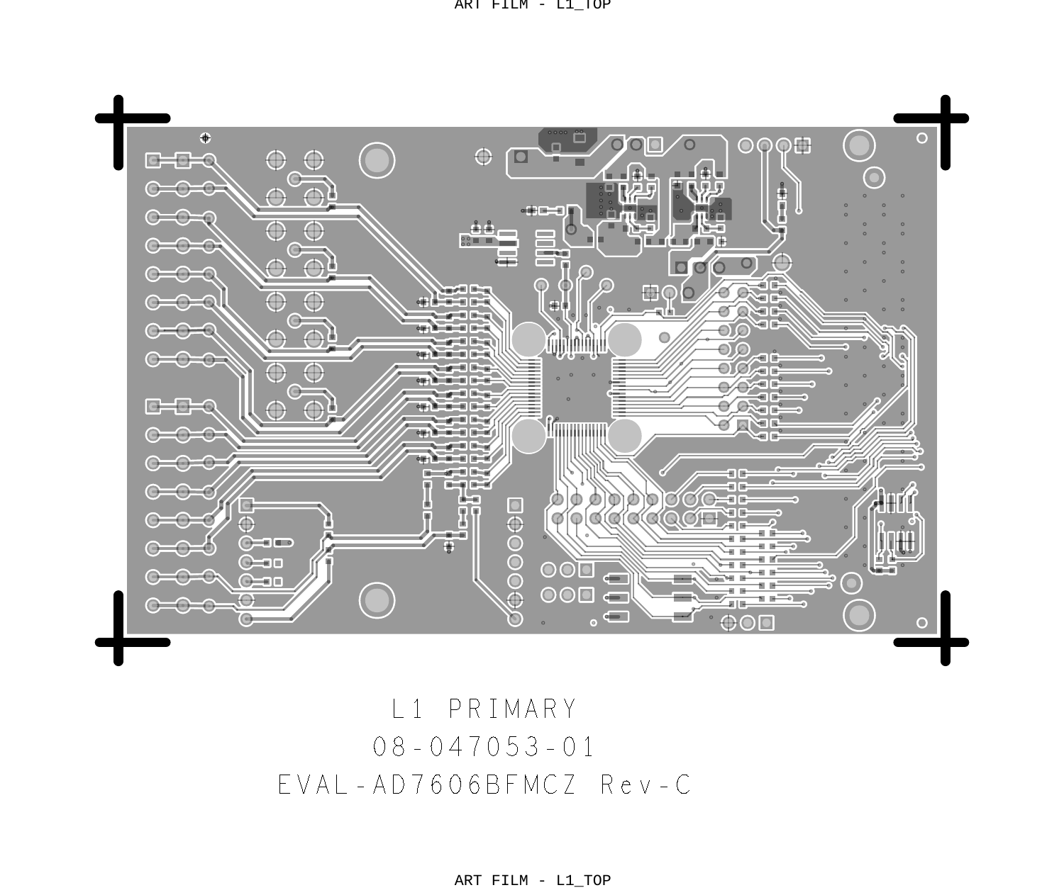ART FILM - L1_TOP

L1 PRIMARY

08-047053-01

EVAL-AD7606BFMCZ Rev-C

ART FILM - L1_TOP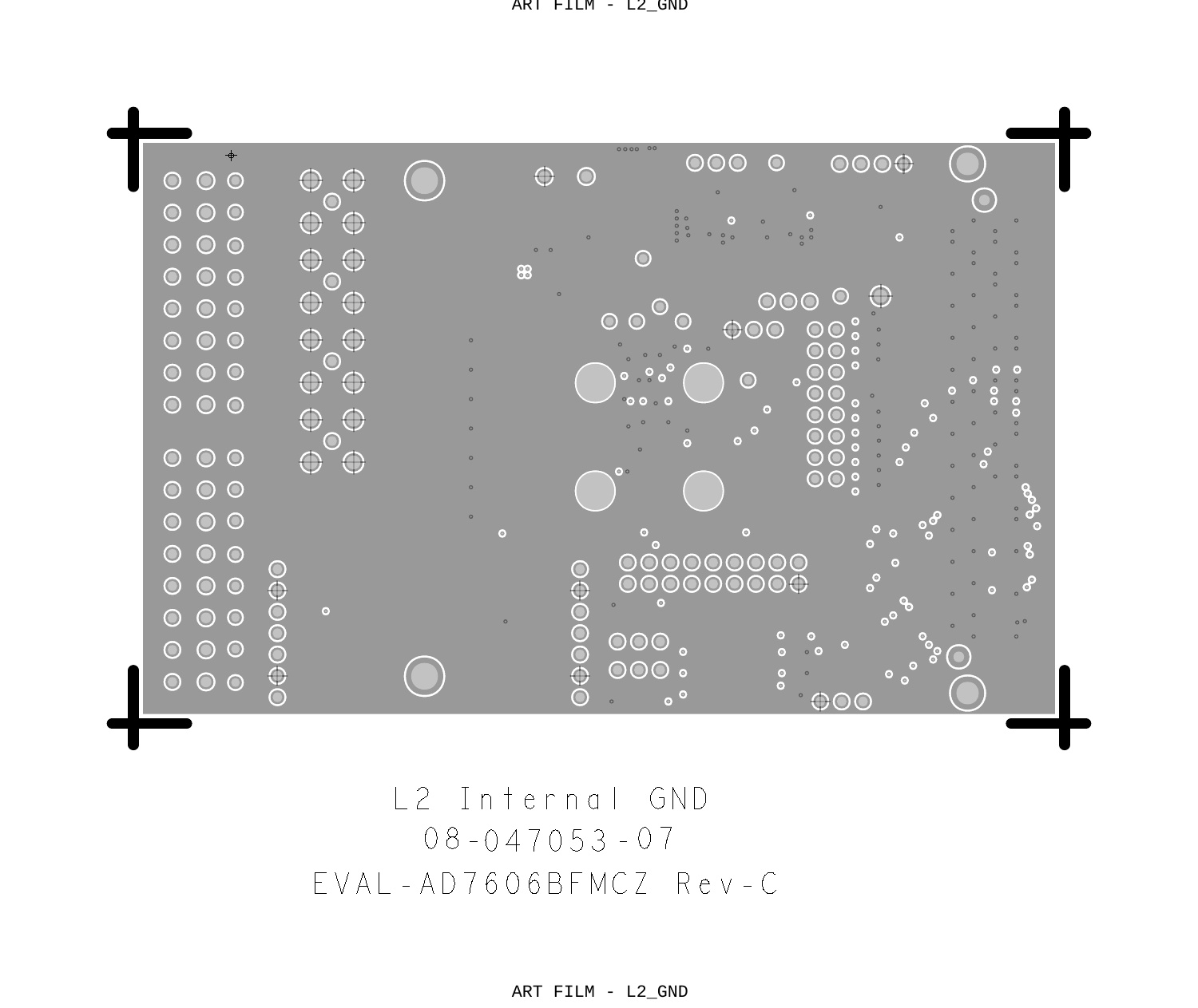ART FILM - L2_GND

L2 Internal GND

08-047053-07

EVAL-AD7606BFMCZ Rev-C

ART FILM - L2_GND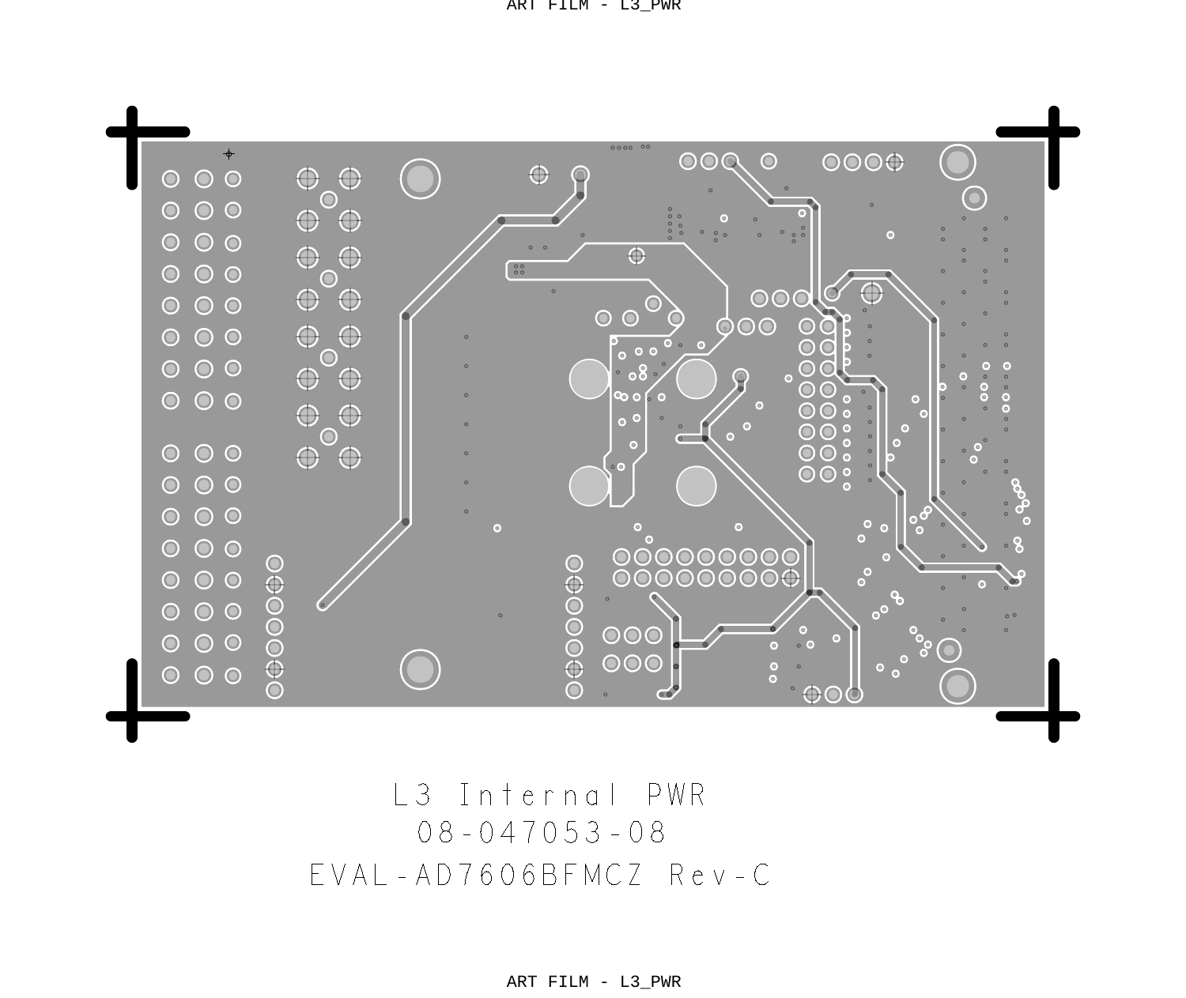L3 Internal PWR

08-047053-08

EVAL-AD7606BFMCZ Rev-C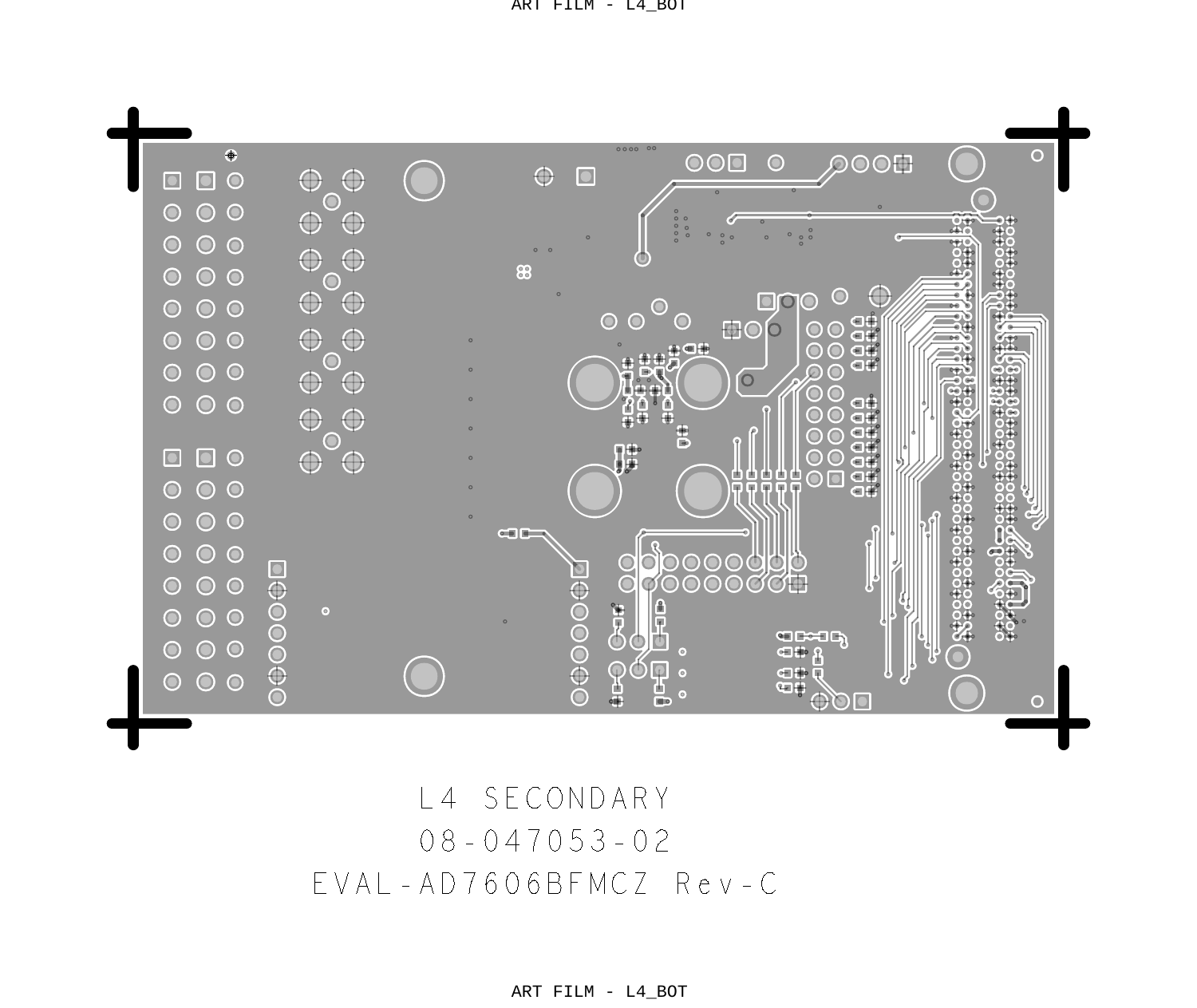L4 SECONDARY

08-047053-02

EVAL-AD7606BFMCZ Rev-C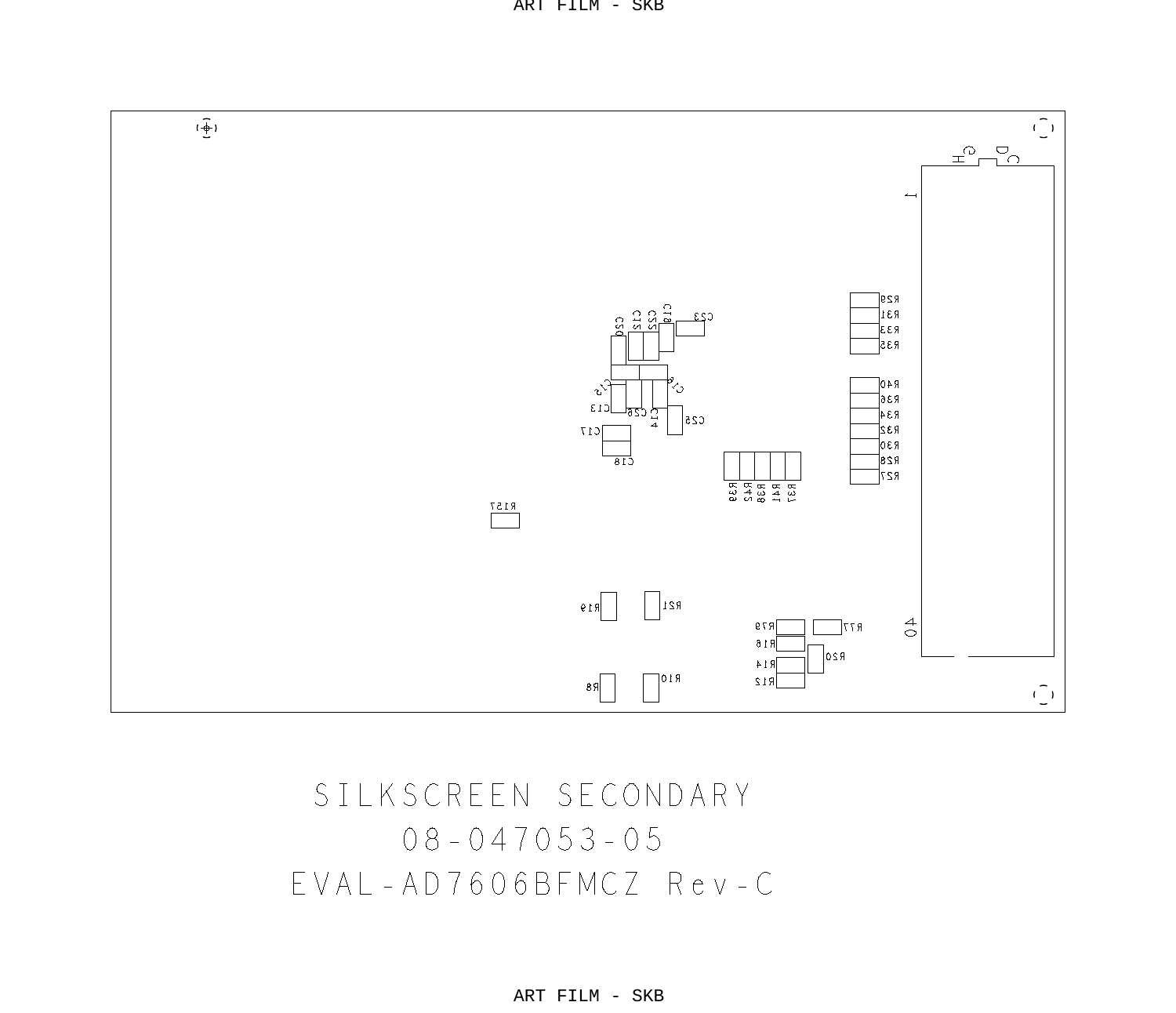ART FILM - SKB

SILKSCREEN SECONDARY

08-047053-05

EVAL-AD7606BFMCZ Rev-C

ART FILM - SKB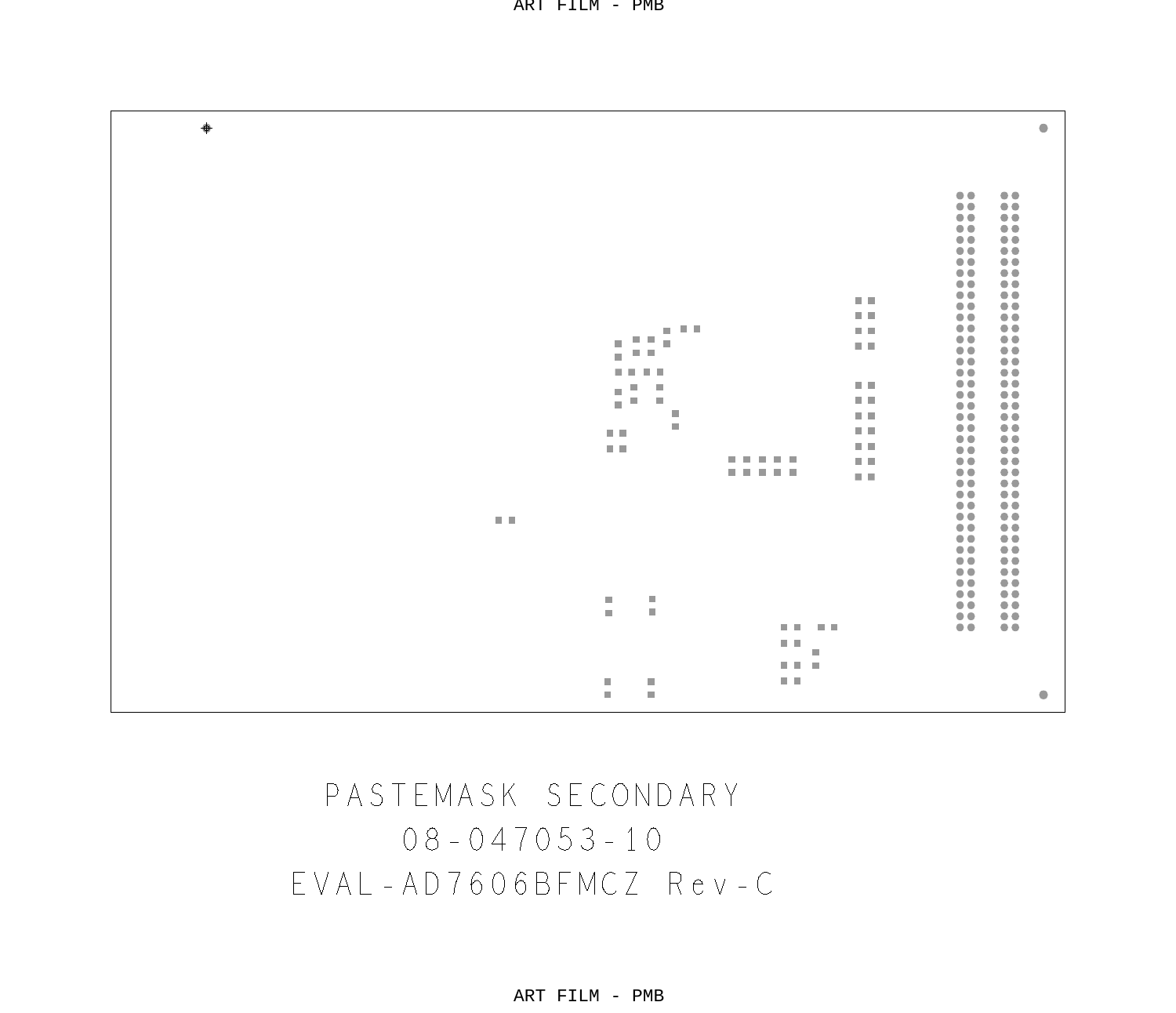PASTEMASK SECONDARY

08-047053-10

EVAL-AD7606BFMCZ Rev-C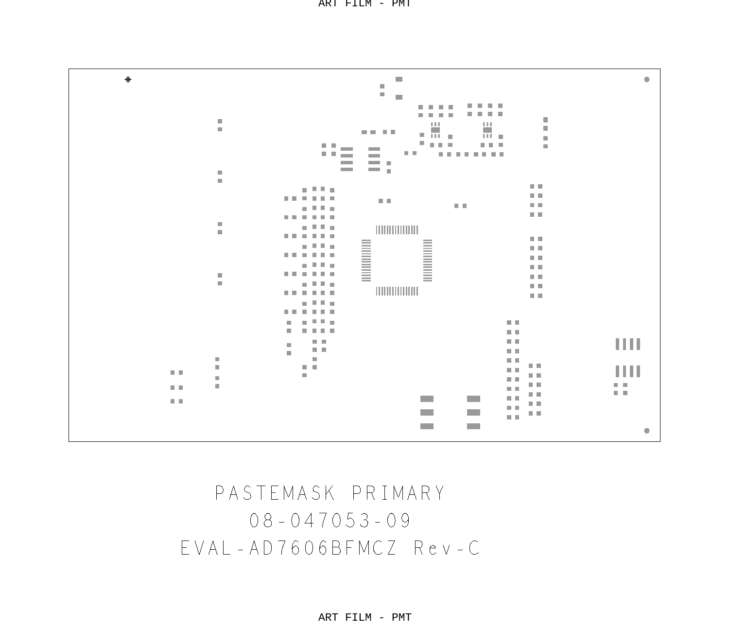PASTEMASK PRIMARY

08-047053-09

EVAL-AD7606BFMCZ Rev-C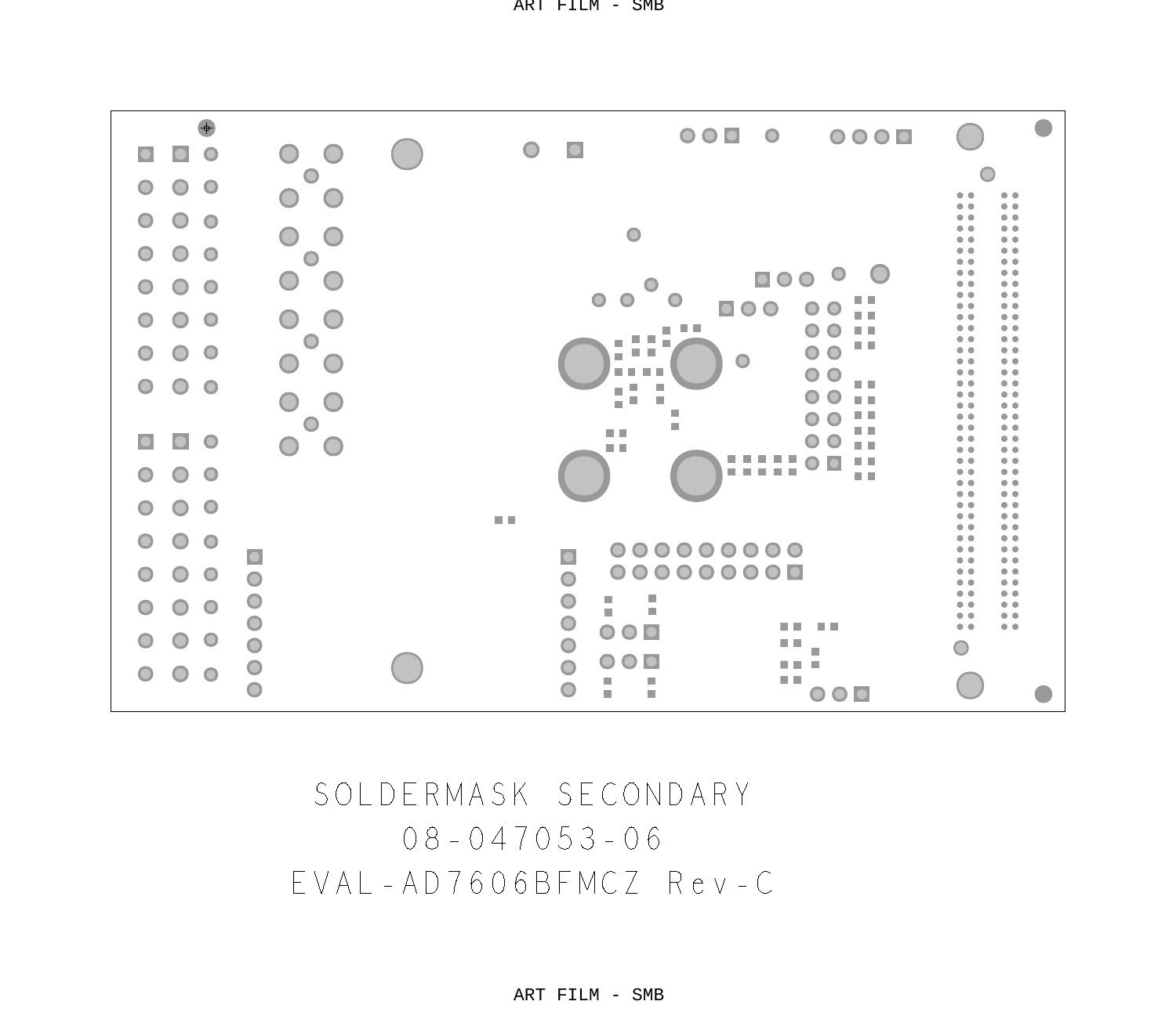SOLDERMASK SECONDARY

08-047053-06

EVAL-AD7606BFMCZ Rev-C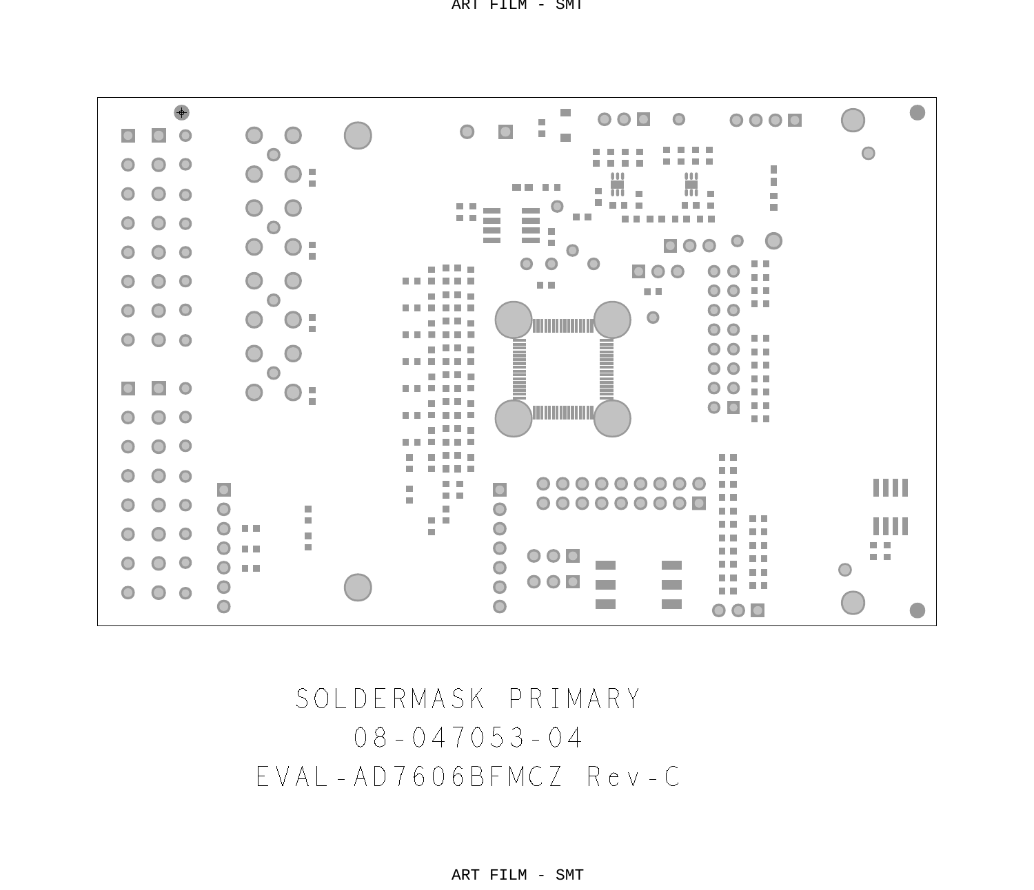SOLDERMASK PRIMARY

08-047053-04

EVAL-AD7606BFMCZ Rev-C